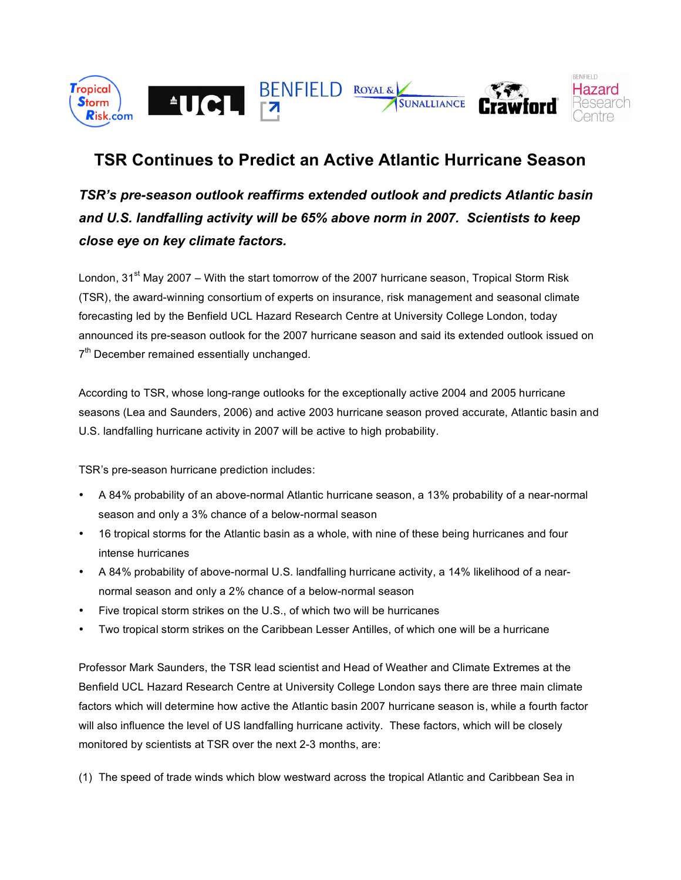# TSR Continues to Predict an Active Atlantic Hurricane Season

***TSR's pre-season outlook reaffirms extended outlook and predicts Atlantic basin and U.S. landfalling activity will be 65% above norm in 2007. Scientists to keep close eye on key climate factors.***

London, 31st May 2007 – With the start tomorrow of the 2007 hurricane season, Tropical Storm Risk (TSR), the award-winning consortium of experts on insurance, risk management and seasonal climate forecasting led by the Benfield UCL Hazard Research Centre at University College London, today announced its pre-season outlook for the 2007 hurricane season and said its extended outlook issued on 7th December remained essentially unchanged.

According to TSR, whose long-range outlooks for the exceptionally active 2004 and 2005 hurricane seasons (Lea and Saunders, 2006) and active 2003 hurricane season proved accurate, Atlantic basin and U.S. landfalling hurricane activity in 2007 will be active to high probability.

TSR's pre-season hurricane prediction includes:

- A 84% probability of an above-normal Atlantic hurricane season, a 13% probability of a near-normal season and only a 3% chance of a below-normal season
- 16 tropical storms for the Atlantic basin as a whole, with nine of these being hurricanes and four intense hurricanes
- A 84% probability of above-normal U.S. landfalling hurricane activity, a 14% likelihood of a near-normal season and only a 2% chance of a below-normal season
- Five tropical storm strikes on the U.S., of which two will be hurricanes
- Two tropical storm strikes on the Caribbean Lesser Antilles, of which one will be a hurricane

Professor Mark Saunders, the TSR lead scientist and Head of Weather and Climate Extremes at the Benfield UCL Hazard Research Centre at University College London says there are three main climate factors which will determine how active the Atlantic basin 2007 hurricane season is, while a fourth factor will also influence the level of US landfalling hurricane activity. These factors, which will be closely monitored by scientists at TSR over the next 2-3 months, are:

(1) The speed of trade winds which blow westward across the tropical Atlantic and Caribbean Sea in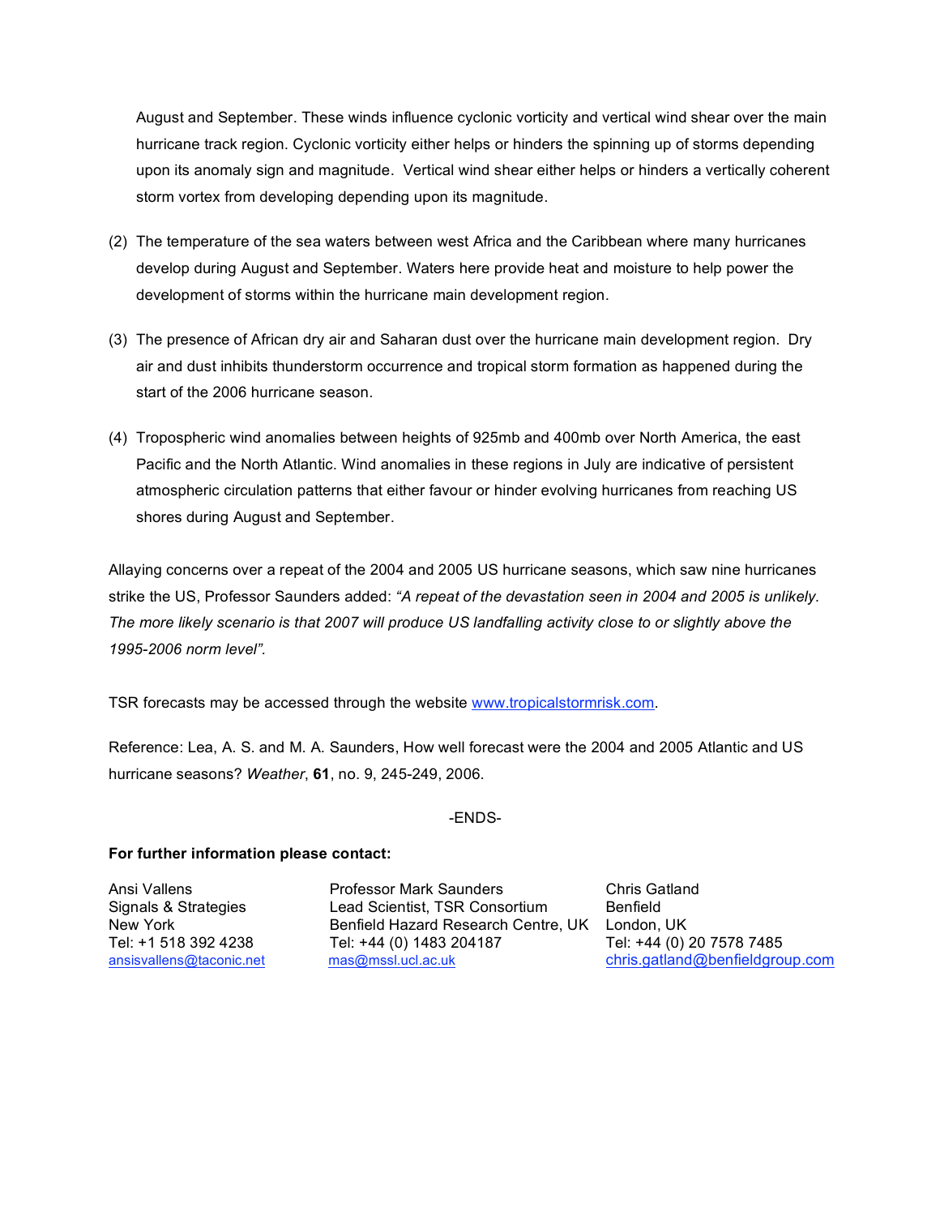August and September. These winds influence cyclonic vorticity and vertical wind shear over the main hurricane track region. Cyclonic vorticity either helps or hinders the spinning up of storms depending upon its anomaly sign and magnitude. Vertical wind shear either helps or hinders a vertically coherent storm vortex from developing depending upon its magnitude.

(2) The temperature of the sea waters between west Africa and the Caribbean where many hurricanes develop during August and September. Waters here provide heat and moisture to help power the development of storms within the hurricane main development region.

(3) The presence of African dry air and Saharan dust over the hurricane main development region. Dry air and dust inhibits thunderstorm occurrence and tropical storm formation as happened during the start of the 2006 hurricane season.

(4) Tropospheric wind anomalies between heights of 925mb and 400mb over North America, the east Pacific and the North Atlantic. Wind anomalies in these regions in July are indicative of persistent atmospheric circulation patterns that either favour or hinder evolving hurricanes from reaching US shores during August and September.

Allaying concerns over a repeat of the 2004 and 2005 US hurricane seasons, which saw nine hurricanes strike the US, Professor Saunders added: *"A repeat of the devastation seen in 2004 and 2005 is unlikely. The more likely scenario is that 2007 will produce US landfalling activity close to or slightly above the 1995-2006 norm level".*

TSR forecasts may be accessed through the website www.tropicalstormrisk.com.

Reference: Lea, A. S. and M. A. Saunders, How well forecast were the 2004 and 2005 Atlantic and US hurricane seasons? *Weather*, **61**, no. 9, 245-249, 2006.

-ENDS-

**For further information please contact:**

Ansi Vallens
Signals & Strategies
New York
Tel: +1 518 392 4238
ansisvallens@taconic.net

Professor Mark Saunders
Lead Scientist, TSR Consortium
Benfield Hazard Research Centre, UK
Tel: +44 (0) 1483 204187
mas@mssl.ucl.ac.uk

Chris Gatland
Benfield
London, UK
Tel: +44 (0) 20 7578 7485
chris.gatland@benfieldgroup.com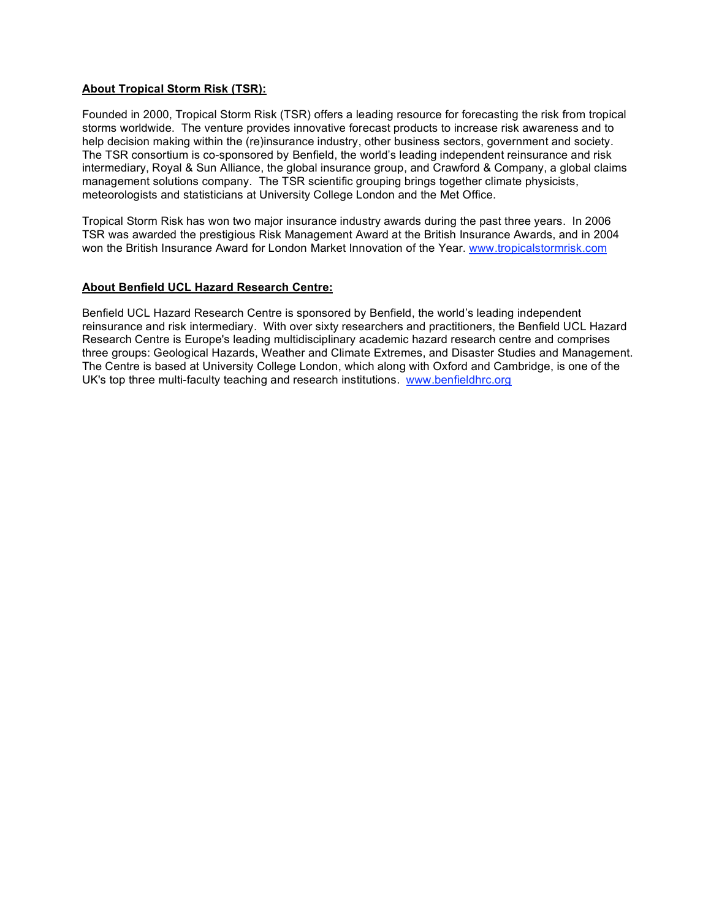**About Tropical Storm Risk (TSR):**

Founded in 2000, Tropical Storm Risk (TSR) offers a leading resource for forecasting the risk from tropical storms worldwide. The venture provides innovative forecast products to increase risk awareness and to help decision making within the (re)insurance industry, other business sectors, government and society. The TSR consortium is co-sponsored by Benfield, the world's leading independent reinsurance and risk intermediary, Royal & Sun Alliance, the global insurance group, and Crawford & Company, a global claims management solutions company. The TSR scientific grouping brings together climate physicists, meteorologists and statisticians at University College London and the Met Office.

Tropical Storm Risk has won two major insurance industry awards during the past three years. In 2006 TSR was awarded the prestigious Risk Management Award at the British Insurance Awards, and in 2004 won the British Insurance Award for London Market Innovation of the Year. www.tropicalstormrisk.com

**About Benfield UCL Hazard Research Centre:**

Benfield UCL Hazard Research Centre is sponsored by Benfield, the world's leading independent reinsurance and risk intermediary. With over sixty researchers and practitioners, the Benfield UCL Hazard Research Centre is Europe's leading multidisciplinary academic hazard research centre and comprises three groups: Geological Hazards, Weather and Climate Extremes, and Disaster Studies and Management. The Centre is based at University College London, which along with Oxford and Cambridge, is one of the UK's top three multi-faculty teaching and research institutions. www.benfieldhrc.org